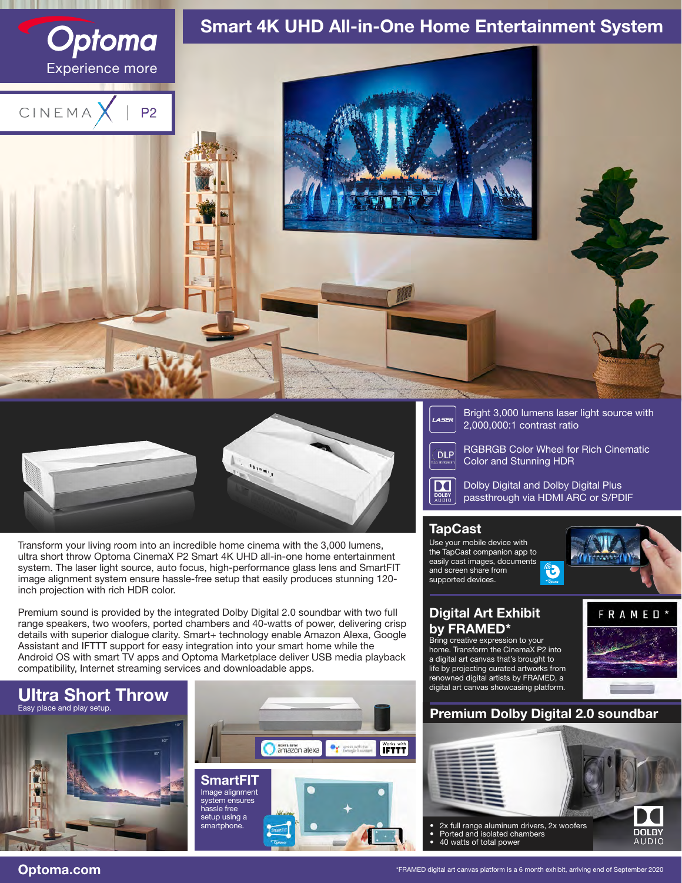# Optoma

Experience more

CINEMA X | P2

# Smart 4K UHD All-in-One Home Entertainment System

- Bright 3,000 lumens laser light source with 2,000,000:1 contrast ratio
- RGBRGB Color Wheel for Rich Cinematic Color and Stunning HDR
- Dolby Digital and Dolby Digital Plus passthrough via HDMI ARC or S/PDIF

Transform your living room into an incredible home cinema with the 3,000 lumens, ultra short throw Optoma CinemaX P2 Smart 4K UHD all-in-one home entertainment system. The laser light source, auto focus, high-performance glass lens and SmartFIT image alignment system ensure hassle-free setup that easily produces stunning 120-inch projection with rich HDR color.

Premium sound is provided by the integrated Dolby Digital 2.0 soundbar with two full range speakers, two woofers, ported chambers and 40-watts of power, delivering crisp details with superior dialogue clarity. Smart+ technology enable Amazon Alexa, Google Assistant and IFTTT support for easy integration into your smart home while the Android OS with smart TV apps and Optoma Marketplace deliver USB media playback compatibility, Internet streaming services and downloadable apps.

## TapCast

Use your mobile device with the TapCast companion app to easily cast images, documents and screen share from supported devices.

## Digital Art Exhibit by FRAMED*

Bring creative expression to your home. Transform the CinemaX P2 into a digital art canvas that's brought to life by projecting curated artworks from renowned digital artists by FRAMED, a digital art canvas showcasing platform.

## Ultra Short Throw

Easy place and play setup.

Works with amazon alexa | works with the Google Assistant | Works with IFTTT

## SmartFIT

Image alignment system ensures hassle free setup using a smartphone.

## Premium Dolby Digital 2.0 soundbar

- 2x full range aluminum drivers, 2x woofers
- Ported and isolated chambers
- 40 watts of total power

Optoma.com

*FRAMED digital art canvas platform is a 6 month exhibit, arriving end of September 2020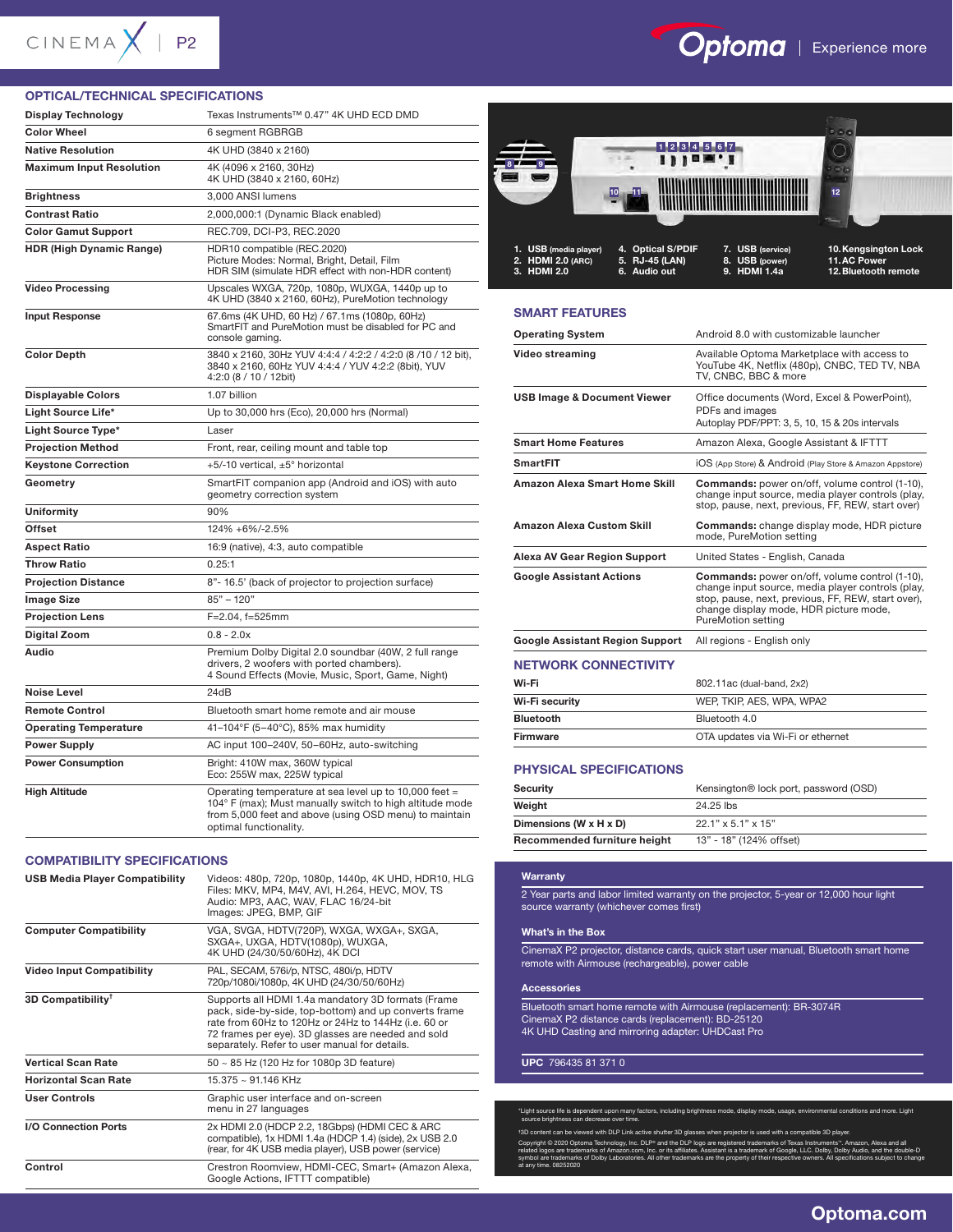CINEMA X | P2

Optoma | Experience more

## OPTICAL/TECHNICAL SPECIFICATIONS

| | |
|---|---|
| Display Technology | Texas Instruments™ 0.47" 4K UHD ECD DMD |
| Color Wheel | 6 segment RGBRGB |
| Native Resolution | 4K UHD (3840 x 2160) |
| Maximum Input Resolution | 4K (4096 x 2160, 30Hz)<br>4K UHD (3840 x 2160, 60Hz) |
| Brightness | 3,000 ANSI lumens |
| Contrast Ratio | 2,000,000:1 (Dynamic Black enabled) |
| Color Gamut Support | REC.709, DCI-P3, REC.2020 |
| HDR (High Dynamic Range) | HDR10 compatible (REC.2020)<br>Picture Modes: Normal, Bright, Detail, Film<br>HDR SIM (simulate HDR effect with non-HDR content) |
| Video Processing | Upscales WXGA, 720p, 1080p, WUXGA, 1440p up to 4K UHD (3840 x 2160, 60Hz), PureMotion technology |
| Input Response | 67.6ms (4K UHD, 60 Hz) / 67.1ms (1080p, 60Hz)<br>SmartFIT and PureMotion must be disabled for PC and console gaming. |
| Color Depth | 3840 x 2160, 30Hz YUV 4:4:4 / 4:2:2 / 4:2:0 (8 /10 / 12 bit), 3840 x 2160, 60Hz YUV 4:4:4 / YUV 4:2:2 (8bit), YUV 4:2:0 (8 / 10 / 12bit) |
| Displayable Colors | 1.07 billion |
| Light Source Life* | Up to 30,000 hrs (Eco), 20,000 hrs (Normal) |
| Light Source Type* | Laser |
| Projection Method | Front, rear, ceiling mount and table top |
| Keystone Correction | +5/-10 vertical, ±5° horizontal |
| Geometry | SmartFIT companion app (Android and iOS) with auto geometry correction system |
| Uniformity | 90% |
| Offset | 124% +6%/-2.5% |
| Aspect Ratio | 16:9 (native), 4:3, auto compatible |
| Throw Ratio | 0.25:1 |
| Projection Distance | 8"- 16.5' (back of projector to projection surface) |
| Image Size | 85" – 120" |
| Projection Lens | F=2.04, f=525mm |
| Digital Zoom | 0.8 - 2.0x |
| Audio | Premium Dolby Digital 2.0 soundbar (40W, 2 full range drivers, 2 woofers with ported chambers).<br>4 Sound Effects (Movie, Music, Sport, Game, Night) |
| Noise Level | 24dB |
| Remote Control | Bluetooth smart home remote and air mouse |
| Operating Temperature | 41–104°F (5–40°C), 85% max humidity |
| Power Supply | AC input 100–240V, 50–60Hz, auto-switching |
| Power Consumption | Bright: 410W max, 360W typical<br>Eco: 255W max, 225W typical |
| High Altitude | Operating temperature at sea level up to 10,000 feet = 104° F (max); Must manually switch to high altitude mode from 5,000 feet and above (using OSD menu) to maintain optimal functionality. |

## COMPATIBILITY SPECIFICATIONS

| | |
|---|---|
| USB Media Player Compatibility | Videos: 480p, 720p, 1080p, 1440p, 4K UHD, HDR10, HLG<br>Files: MKV, MP4, M4V, AVI, H.264, HEVC, MOV, TS<br>Audio: MP3, AAC, WAV, FLAC 16/24-bit<br>Images: JPEG, BMP, GIF |
| Computer Compatibility | VGA, SVGA, HDTV(720P), WXGA, WXGA+, SXGA, SXGA+, UXGA, HDTV(1080p), WUXGA, 4K UHD (24/30/50/60Hz), 4K DCI |
| Video Input Compatibility | PAL, SECAM, 576i/p, NTSC, 480i/p, HDTV 720p/1080i/1080p, 4K UHD (24/30/50/60Hz) |
| 3D Compatibility† | Supports all HDMI 1.4a mandatory 3D formats (Frame pack, side-by-side, top-bottom) and up converts frame rate from 60Hz to 120Hz or 24Hz to 144Hz (i.e. 60 or 72 frames per eye). 3D glasses are needed and sold separately. Refer to user manual for details. |
| Vertical Scan Rate | 50 ~ 85 Hz (120 Hz for 1080p 3D feature) |
| Horizontal Scan Rate | 15.375 ~ 91.146 KHz |
| User Controls | Graphic user interface and on-screen menu in 27 languages |
| I/O Connection Ports | 2x HDMI 2.0 (HDCP 2.2, 18Gbps) (HDMI CEC & ARC compatible), 1x HDMI 1.4a (HDCP 1.4) (side), 2x USB 2.0 (rear, for 4K USB media player), USB power (service) |
| Control | Crestron Roomview, HDMI-CEC, Smart+ (Amazon Alexa, Google Actions, IFTTT compatible) |

1. USB (media player)
2. HDMI 2.0 (ARC)
3. HDMI 2.0
4. Optical S/PDIF
5. RJ-45 (LAN)
6. Audio out
7. USB (service)
8. USB (power)
9. HDMI 1.4a
10. Kengsington Lock
11. AC Power
12. Bluetooth remote

## SMART FEATURES

| | |
|---|---|
| Operating System | Android 8.0 with customizable launcher |
| Video streaming | Available Optoma Marketplace with access to YouTube 4K, Netflix (480p), CNBC, TED TV, NBA TV, CNBC, BBC & more |
| USB Image & Document Viewer | Office documents (Word, Excel & PowerPoint), PDFs and images<br>Autoplay PDF/PPT: 3, 5, 10, 15 & 20s intervals |
| Smart Home Features | Amazon Alexa, Google Assistant & IFTTT |
| SmartFIT | iOS (App Store) & Android (Play Store & Amazon Appstore) |
| Amazon Alexa Smart Home Skill | **Commands:** power on/off, volume control (1-10), change input source, media player controls (play, stop, pause, next, previous, FF, REW, start over) |
| Amazon Alexa Custom Skill | **Commands:** change display mode, HDR picture mode, PureMotion setting |
| Alexa AV Gear Region Support | United States - English, Canada |
| Google Assistant Actions | **Commands:** power on/off, volume control (1-10), change input source, media player controls (play, stop, pause, next, previous, FF, REW, start over), change display mode, HDR picture mode, PureMotion setting |
| Google Assistant Region Support | All regions - English only |

## NETWORK CONNECTIVITY

| | |
|---|---|
| Wi-Fi | 802.11ac (dual-band, 2x2) |
| Wi-Fi security | WEP, TKIP, AES, WPA, WPA2 |
| Bluetooth | Bluetooth 4.0 |
| Firmware | OTA updates via Wi-Fi or ethernet |

## PHYSICAL SPECIFICATIONS

| | |
|---|---|
| Security | Kensington® lock port, password (OSD) |
| Weight | 24.25 lbs |
| Dimensions (W x H x D) | 22.1" x 5.1" x 15" |
| Recommended furniture height | 13" - 18" (124% offset) |

### Warranty

2 Year parts and labor limited warranty on the projector, 5-year or 12,000 hour light source warranty (whichever comes first)

### What's in the Box

CinemaX P2 projector, distance cards, quick start user manual, Bluetooth smart home remote with Airmouse (rechargeable), power cable

### Accessories

Bluetooth smart home remote with Airmouse (replacement): BR-3074R
CinemaX P2 distance cards (replacement): BD-25120
4K UHD Casting and mirroring adapter: UHDCast Pro

**UPC** 796435 81 371 0

*Light source life is dependent upon many factors, including brightness mode, display mode, usage, environmental conditions and more. Light source brightness can decrease over time.

†3D content can be viewed with DLP Link active shutter 3D glasses when projector is used with a compatible 3D player.

Copyright © 2020 Optoma Technology, Inc. DLP® and the DLP logo are registered trademarks of Texas Instruments™. Amazon, Alexa and all related logos are trademarks of Amazon.com, Inc. or its affiliates. Assistant is a trademark of Google, LLC. Dolby, Dolby Audio, and the double-D symbol are trademarks of Dolby Laboratories. All other trademarks are the property of their respective owners. All specifications subject to change at any time. 08252020

Optoma.com